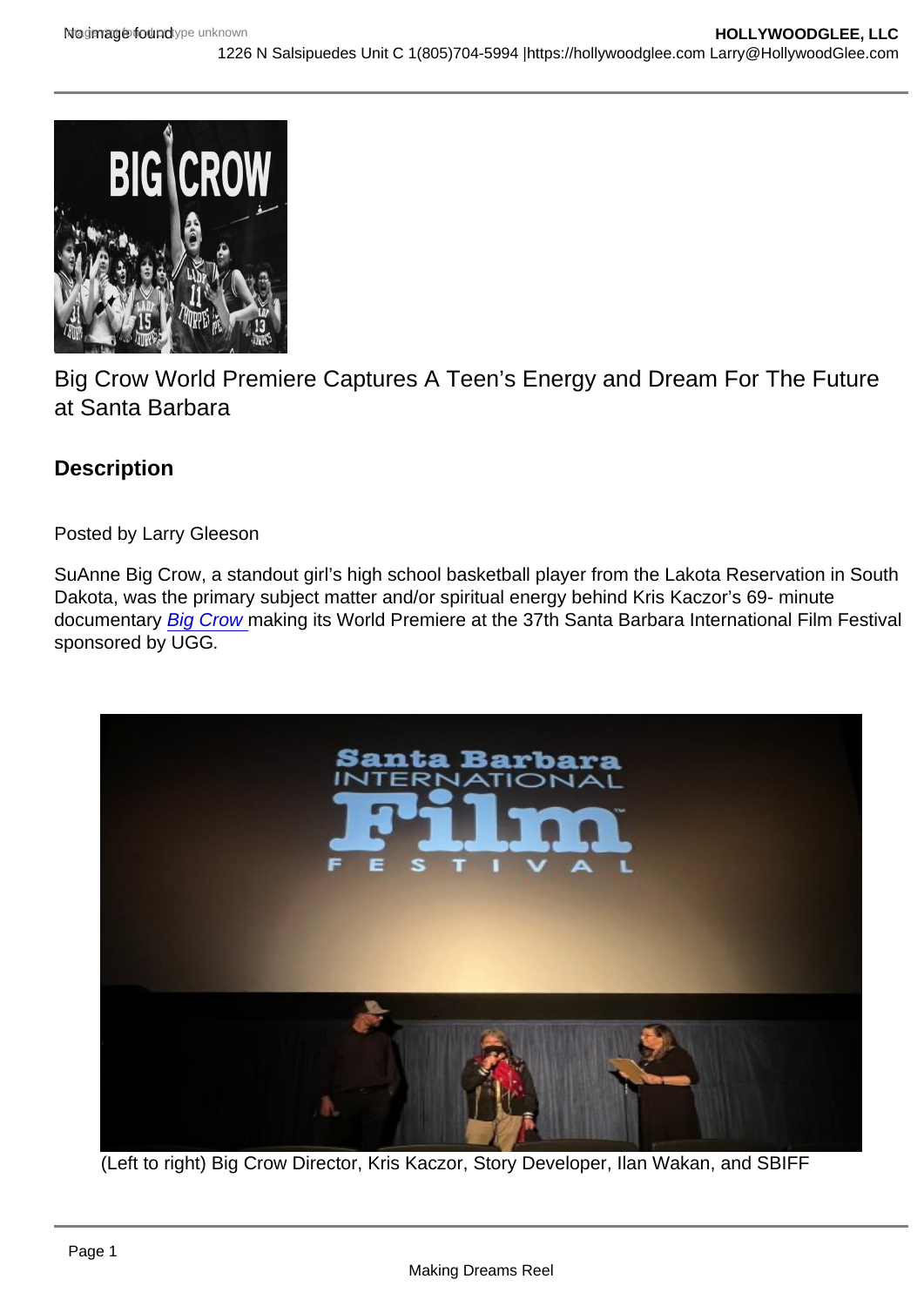Big Crow World Premiere Captures A Teen's Energy and Dream For The Future at Santa Barbara

## Description

Posted by Larry Gleeson

SuAnne Big Crow, a standout girl's high school basketball player from the Lakota Reservation in South Dakota, was the primary subject matter and/or spiritual energy behind Kris Kaczor's 69- minute documentary *Big Crow* making its World Premiere at the 37th Santa Barbara International Film Festival sponsored by UGG.

(Left to right) Big Crow Director, Kris Kaczor, Story Developer, Ilan Wakan, and SBIFF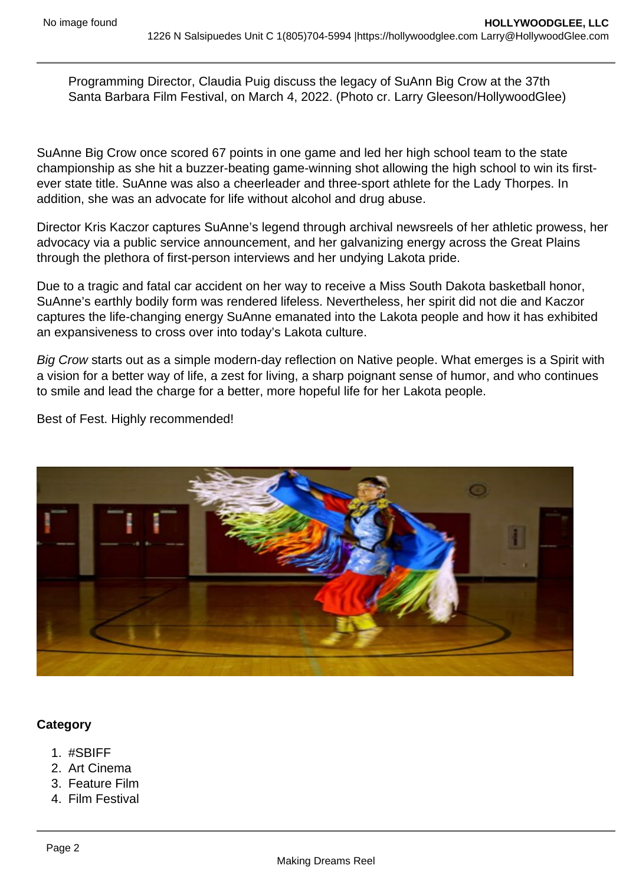Programming Director, Claudia Puig discuss the legacy of SuAnn Big Crow at the 37th Santa Barbara Film Festival, on March 4, 2022. (Photo cr. Larry Gleeson/HollywoodGlee)

SuAnne Big Crow once scored 67 points in one game and led her high school team to the state championship as she hit a buzzer-beating game-winning shot allowing the high school to win its first-ever state title. SuAnne was also a cheerleader and three-sport athlete for the Lady Thorpes. In addition, she was an advocate for life without alcohol and drug abuse.

Director Kris Kaczor captures SuAnne's legend through archival newsreels of her athletic prowess, her advocacy via a public service announcement, and her galvanizing energy across the Great Plains through the plethora of first-person interviews and her undying Lakota pride.

Due to a tragic and fatal car accident on her way to receive a Miss South Dakota basketball honor, SuAnne's earthly bodily form was rendered lifeless. Nevertheless, her spirit did not die and Kaczor captures the life-changing energy SuAnne emanated into the Lakota people and how it has exhibited an expansiveness to cross over into today's Lakota culture.

*Big Crow* starts out as a simple modern-day reflection on Native people. What emerges is a Spirit with a vision for a better way of life, a zest for living, a sharp poignant sense of humor, and who continues to smile and lead the charge for a better, more hopeful life for her Lakota people.

Best of Fest. Highly recommended!

**Category**

1. #SBIFF
2. Art Cinema
3. Feature Film
4. Film Festival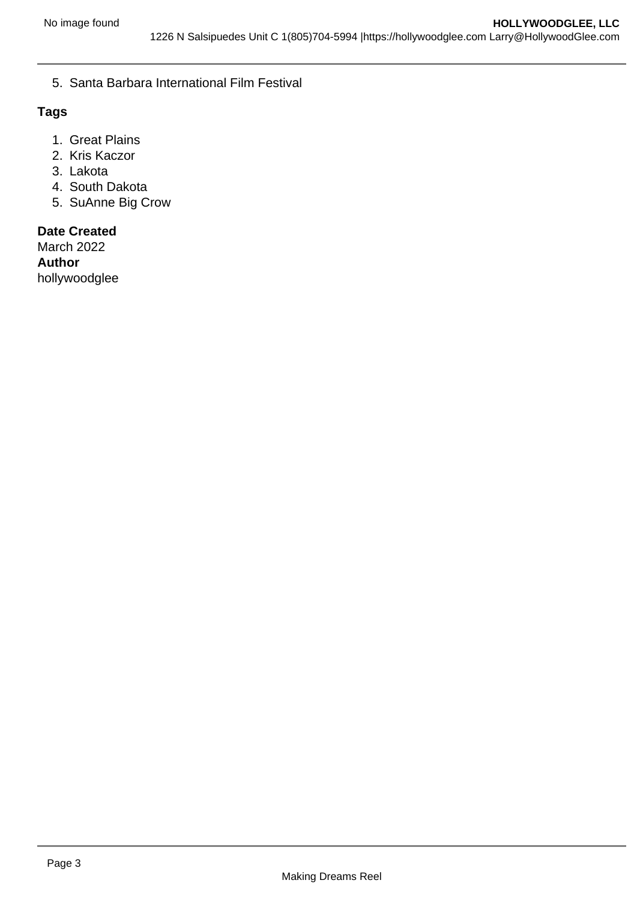5. Santa Barbara International Film Festival

**Tags**

1. Great Plains
2. Kris Kaczor
3. Lakota
4. South Dakota
5. SuAnne Big Crow

**Date Created**
March 2022
**Author**
hollywoodglee